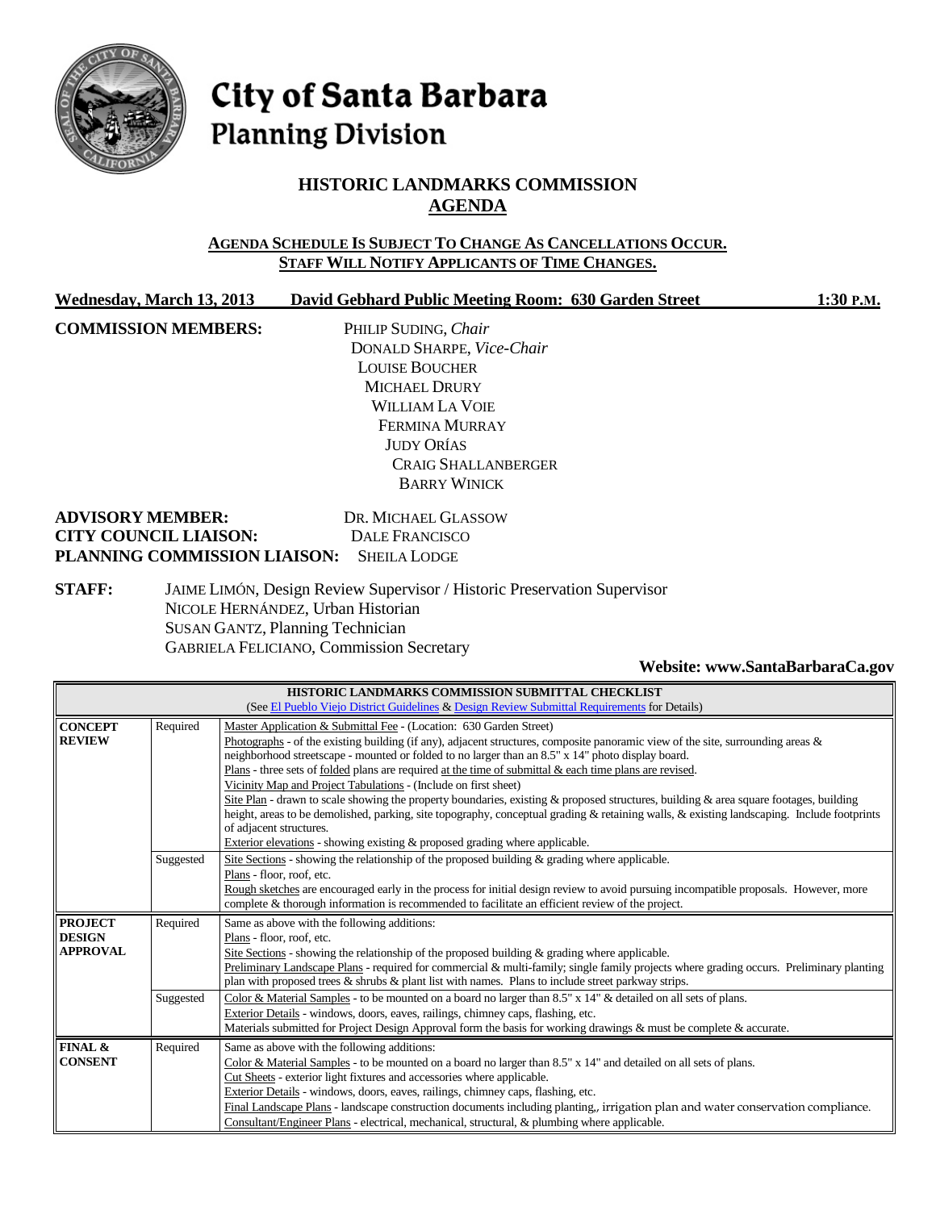# City of Santa Barbara
## Planning Division

## HISTORIC LANDMARKS COMMISSION
## AGENDA

**AGENDA SCHEDULE IS SUBJECT TO CHANGE AS CANCELLATIONS OCCUR.**
**STAFF WILL NOTIFY APPLICANTS OF TIME CHANGES.**

**Wednesday, March 13, 2013    David Gebhard Public Meeting Room: 630 Garden Street    1:30 P.M.**

**COMMISSION MEMBERS:**

PHILIP SUDING, *Chair*
DONALD SHARPE, *Vice-Chair*
LOUISE BOUCHER
MICHAEL DRURY
WILLIAM LA VOIE
FERMINA MURRAY
JUDY ORÍAS
CRAIG SHALLANBERGER
BARRY WINICK

**ADVISORY MEMBER:** DR. MICHAEL GLASSOW
**CITY COUNCIL LIAISON:** DALE FRANCISCO
**PLANNING COMMISSION LIAISON:** SHEILA LODGE

**STAFF:**
JAIME LIMÓN, Design Review Supervisor / Historic Preservation Supervisor
NICOLE HERNÁNDEZ, Urban Historian
SUSAN GANTZ, Planning Technician
GABRIELA FELICIANO, Commission Secretary

**Website: www.SantaBarbaraCa.gov**

| HISTORIC LANDMARKS COMMISSION SUBMITTAL CHECKLIST (See El Pueblo Viejo District Guidelines & Design Review Submittal Requirements for Details) | | |
|---|---|---|
| **CONCEPT REVIEW** | Required | Master Application & Submittal Fee - (Location: 630 Garden Street)<br>Photographs - of the existing building (if any), adjacent structures, composite panoramic view of the site, surrounding areas & neighborhood streetscape - mounted or folded to no larger than an 8.5" x 14" photo display board.<br>Plans - three sets of folded plans are required at the time of submittal & each time plans are revised.<br>Vicinity Map and Project Tabulations - (Include on first sheet)<br>Site Plan - drawn to scale showing the property boundaries, existing & proposed structures, building & area square footages, building height, areas to be demolished, parking, site topography, conceptual grading & retaining walls, & existing landscaping. Include footprints of adjacent structures.<br>Exterior elevations - showing existing & proposed grading where applicable. |
| | Suggested | Site Sections - showing the relationship of the proposed building & grading where applicable.<br>Plans - floor, roof, etc.<br>Rough sketches are encouraged early in the process for initial design review to avoid pursuing incompatible proposals. However, more complete & thorough information is recommended to facilitate an efficient review of the project. |
| **PROJECT DESIGN APPROVAL** | Required | Same as above with the following additions:<br>Plans - floor, roof, etc.<br>Site Sections - showing the relationship of the proposed building & grading where applicable.<br>Preliminary Landscape Plans - required for commercial & multi-family; single family projects where grading occurs. Preliminary planting plan with proposed trees & shrubs & plant list with names. Plans to include street parkway strips. |
| | Suggested | Color & Material Samples - to be mounted on a board no larger than 8.5" x 14" & detailed on all sets of plans.<br>Exterior Details - windows, doors, eaves, railings, chimney caps, flashing, etc.<br>Materials submitted for Project Design Approval form the basis for working drawings & must be complete & accurate. |
| **FINAL & CONSENT** | Required | Same as above with the following additions:<br>Color & Material Samples - to be mounted on a board no larger than 8.5" x 14" and detailed on all sets of plans.<br>Cut Sheets - exterior light fixtures and accessories where applicable.<br>Exterior Details - windows, doors, eaves, railings, chimney caps, flashing, etc.<br>Final Landscape Plans - landscape construction documents including planting,, irrigation plan and water conservation compliance.<br>Consultant/Engineer Plans - electrical, mechanical, structural, & plumbing where applicable. |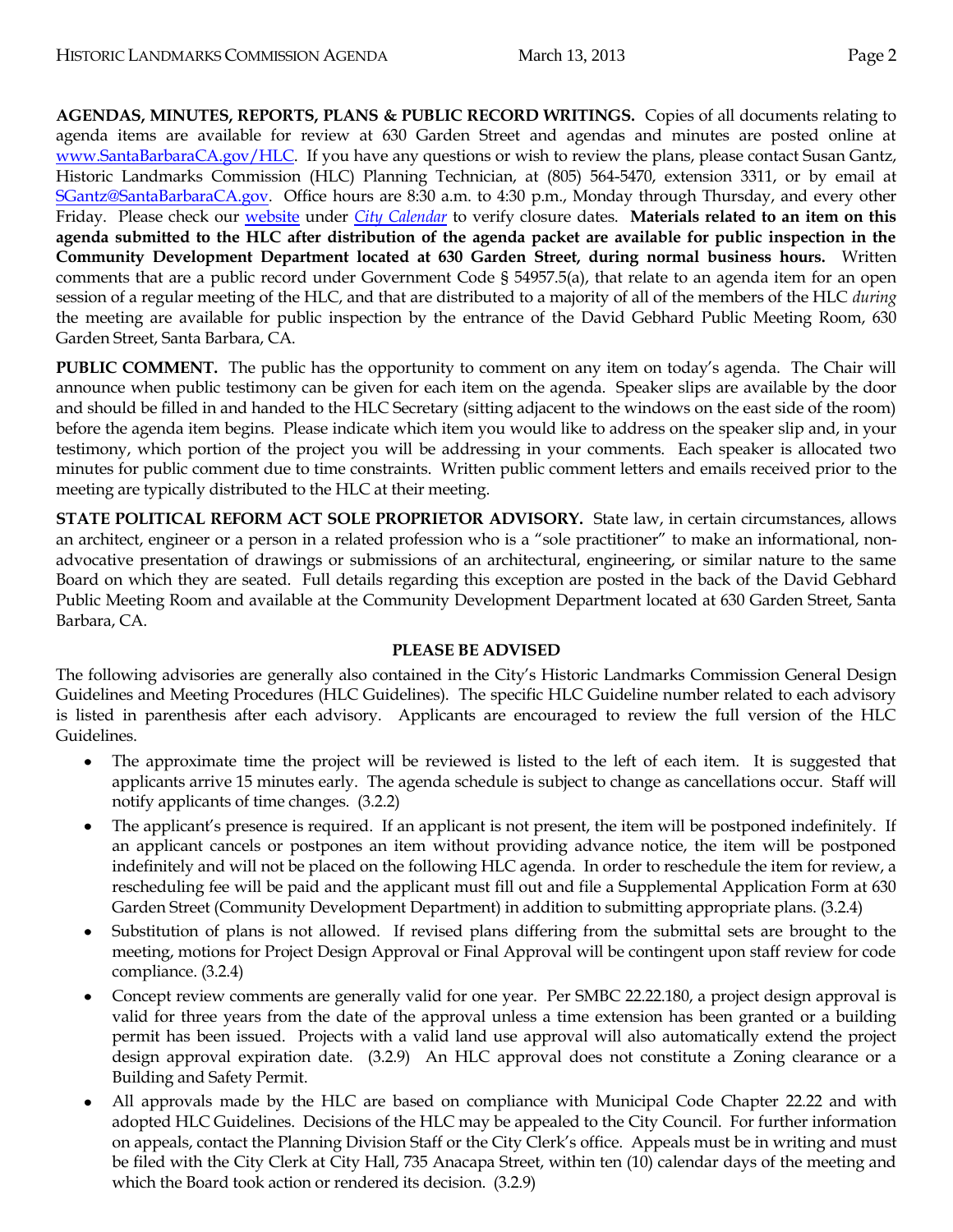**AGENDAS, MINUTES, REPORTS, PLANS & PUBLIC RECORD WRITINGS.** Copies of all documents relating to agenda items are available for review at 630 Garden Street and agendas and minutes are posted online at [www.SantaBarbaraCA.gov/HLC](www.SantaBarbaraCA.gov/HLC). If you have any questions or wish to review the plans, please contact Susan Gantz, Historic Landmarks Commission (HLC) Planning Technician, at (805) 564-5470, extension 3311, or by email at [SGantz@SantaBarbaraCA.gov](mailto:SGantz@SantaBarbaraCA.gov). Office hours are 8:30 a.m. to 4:30 p.m., Monday through Thursday, and every other Friday. Please check our website under *City Calendar* to verify closure dates. **Materials related to an item on this agenda submitted to the HLC after distribution of the agenda packet are available for public inspection in the Community Development Department located at 630 Garden Street, during normal business hours.** Written comments that are a public record under Government Code § 54957.5(a), that relate to an agenda item for an open session of a regular meeting of the HLC, and that are distributed to a majority of all of the members of the HLC *during* the meeting are available for public inspection by the entrance of the David Gebhard Public Meeting Room, 630 Garden Street, Santa Barbara, CA.

**PUBLIC COMMENT.** The public has the opportunity to comment on any item on today's agenda. The Chair will announce when public testimony can be given for each item on the agenda. Speaker slips are available by the door and should be filled in and handed to the HLC Secretary (sitting adjacent to the windows on the east side of the room) before the agenda item begins. Please indicate which item you would like to address on the speaker slip and, in your testimony, which portion of the project you will be addressing in your comments. Each speaker is allocated two minutes for public comment due to time constraints. Written public comment letters and emails received prior to the meeting are typically distributed to the HLC at their meeting.

**STATE POLITICAL REFORM ACT SOLE PROPRIETOR ADVISORY.** State law, in certain circumstances, allows an architect, engineer or a person in a related profession who is a "sole practitioner" to make an informational, non-advocative presentation of drawings or submissions of an architectural, engineering, or similar nature to the same Board on which they are seated. Full details regarding this exception are posted in the back of the David Gebhard Public Meeting Room and available at the Community Development Department located at 630 Garden Street, Santa Barbara, CA.

## PLEASE BE ADVISED

The following advisories are generally also contained in the City's Historic Landmarks Commission General Design Guidelines and Meeting Procedures (HLC Guidelines). The specific HLC Guideline number related to each advisory is listed in parenthesis after each advisory. Applicants are encouraged to review the full version of the HLC Guidelines.

- The approximate time the project will be reviewed is listed to the left of each item. It is suggested that applicants arrive 15 minutes early. The agenda schedule is subject to change as cancellations occur. Staff will notify applicants of time changes. (3.2.2)
- The applicant's presence is required. If an applicant is not present, the item will be postponed indefinitely. If an applicant cancels or postpones an item without providing advance notice, the item will be postponed indefinitely and will not be placed on the following HLC agenda. In order to reschedule the item for review, a rescheduling fee will be paid and the applicant must fill out and file a Supplemental Application Form at 630 Garden Street (Community Development Department) in addition to submitting appropriate plans. (3.2.4)
- Substitution of plans is not allowed. If revised plans differing from the submittal sets are brought to the meeting, motions for Project Design Approval or Final Approval will be contingent upon staff review for code compliance. (3.2.4)
- Concept review comments are generally valid for one year. Per SMBC 22.22.180, a project design approval is valid for three years from the date of the approval unless a time extension has been granted or a building permit has been issued. Projects with a valid land use approval will also automatically extend the project design approval expiration date. (3.2.9) An HLC approval does not constitute a Zoning clearance or a Building and Safety Permit.
- All approvals made by the HLC are based on compliance with Municipal Code Chapter 22.22 and with adopted HLC Guidelines. Decisions of the HLC may be appealed to the City Council. For further information on appeals, contact the Planning Division Staff or the City Clerk's office. Appeals must be in writing and must be filed with the City Clerk at City Hall, 735 Anacapa Street, within ten (10) calendar days of the meeting and which the Board took action or rendered its decision. (3.2.9)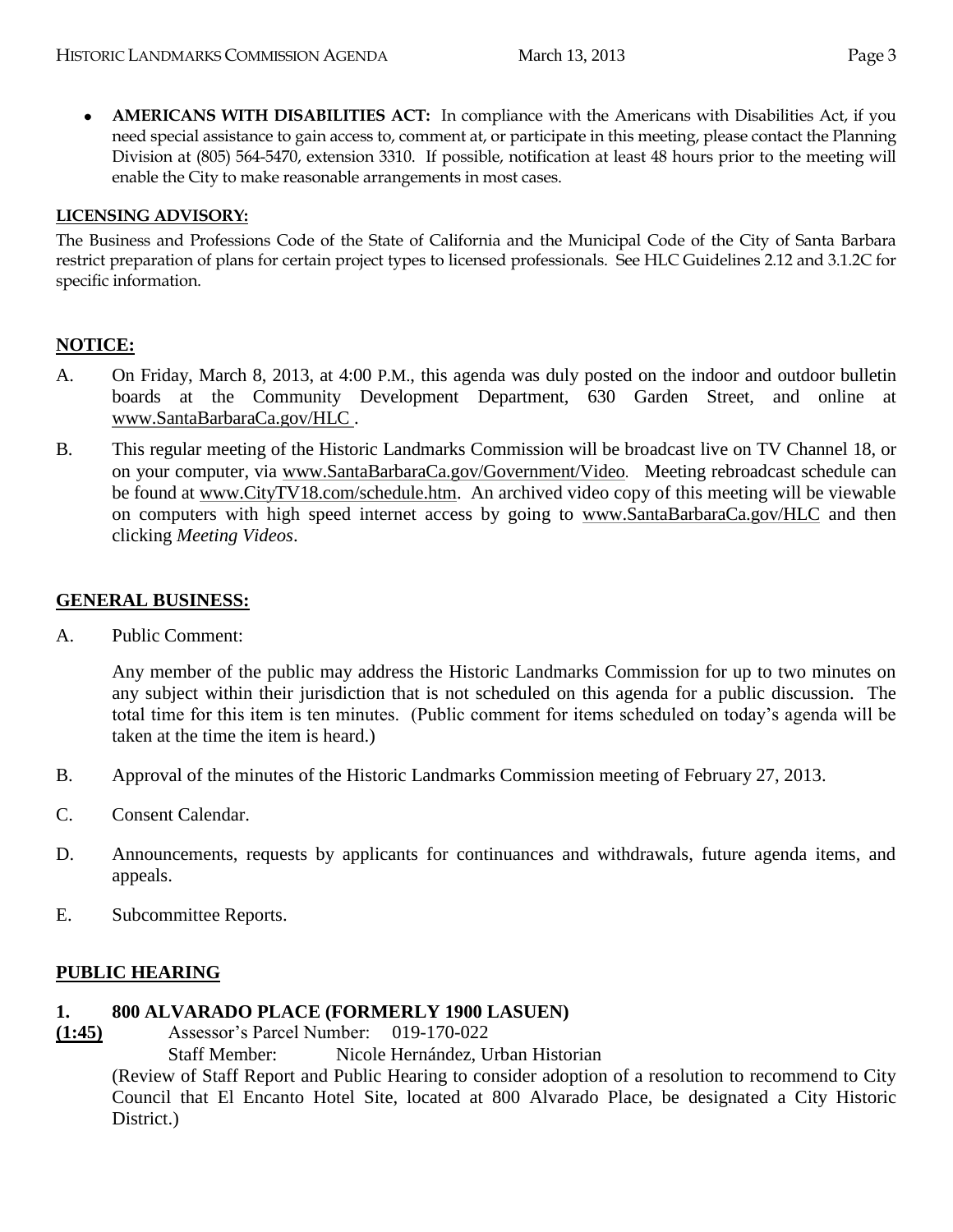- **AMERICANS WITH DISABILITIES ACT:** In compliance with the Americans with Disabilities Act, if you need special assistance to gain access to, comment at, or participate in this meeting, please contact the Planning Division at (805) 564-5470, extension 3310. If possible, notification at least 48 hours prior to the meeting will enable the City to make reasonable arrangements in most cases.

**LICENSING ADVISORY:**

The Business and Professions Code of the State of California and the Municipal Code of the City of Santa Barbara restrict preparation of plans for certain project types to licensed professionals. See HLC Guidelines 2.12 and 3.1.2C for specific information.

## NOTICE:

A. On Friday, March 8, 2013, at 4:00 P.M., this agenda was duly posted on the indoor and outdoor bulletin boards at the Community Development Department, 630 Garden Street, and online at www.SantaBarbaraCa.gov/HLC .

B. This regular meeting of the Historic Landmarks Commission will be broadcast live on TV Channel 18, or on your computer, via www.SantaBarbaraCa.gov/Government/Video. Meeting rebroadcast schedule can be found at www.CityTV18.com/schedule.htm. An archived video copy of this meeting will be viewable on computers with high speed internet access by going to www.SantaBarbaraCa.gov/HLC and then clicking *Meeting Videos*.

## GENERAL BUSINESS:

A. Public Comment:

Any member of the public may address the Historic Landmarks Commission for up to two minutes on any subject within their jurisdiction that is not scheduled on this agenda for a public discussion. The total time for this item is ten minutes. (Public comment for items scheduled on today's agenda will be taken at the time the item is heard.)

B. Approval of the minutes of the Historic Landmarks Commission meeting of February 27, 2013.

C. Consent Calendar.

D. Announcements, requests by applicants for continuances and withdrawals, future agenda items, and appeals.

E. Subcommittee Reports.

## PUBLIC HEARING

**1. 800 ALVARADO PLACE (FORMERLY 1900 LASUEN)**

**(1:45)** Assessor's Parcel Number: 019-170-022

Staff Member: Nicole Hernández, Urban Historian

(Review of Staff Report and Public Hearing to consider adoption of a resolution to recommend to City Council that El Encanto Hotel Site, located at 800 Alvarado Place, be designated a City Historic District.)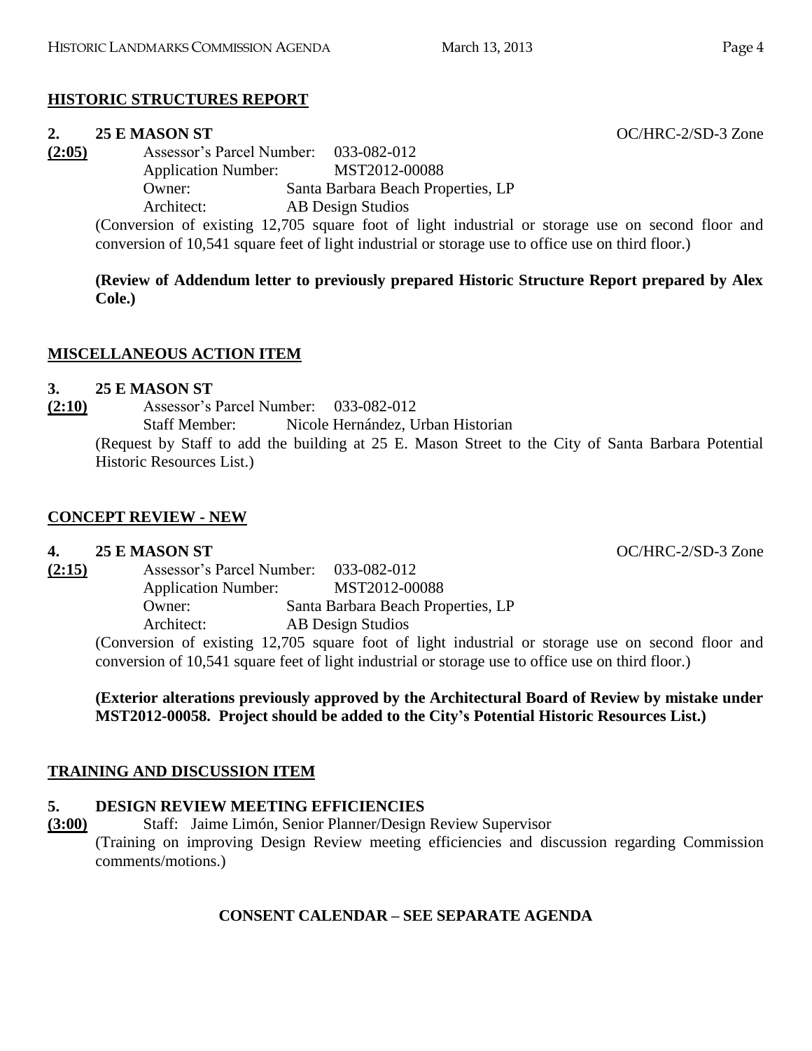## HISTORIC STRUCTURES REPORT

**2. 25 E MASON ST** OC/HRC-2/SD-3 Zone

**(2:05)** Assessor's Parcel Number: 033-082-012
Application Number: MST2012-00088
Owner: Santa Barbara Beach Properties, LP
Architect: AB Design Studios

(Conversion of existing 12,705 square foot of light industrial or storage use on second floor and conversion of 10,541 square feet of light industrial or storage use to office use on third floor.)

**(Review of Addendum letter to previously prepared Historic Structure Report prepared by Alex Cole.)**

## MISCELLANEOUS ACTION ITEM

**3. 25 E MASON ST**

**(2:10)** Assessor's Parcel Number: 033-082-012
Staff Member: Nicole Hernández, Urban Historian

(Request by Staff to add the building at 25 E. Mason Street to the City of Santa Barbara Potential Historic Resources List.)

## CONCEPT REVIEW - NEW

**4. 25 E MASON ST** OC/HRC-2/SD-3 Zone

**(2:15)** Assessor's Parcel Number: 033-082-012
Application Number: MST2012-00088
Owner: Santa Barbara Beach Properties, LP
Architect: AB Design Studios

(Conversion of existing 12,705 square foot of light industrial or storage use on second floor and conversion of 10,541 square feet of light industrial or storage use to office use on third floor.)

**(Exterior alterations previously approved by the Architectural Board of Review by mistake under MST2012-00058. Project should be added to the City's Potential Historic Resources List.)**

## TRAINING AND DISCUSSION ITEM

**5. DESIGN REVIEW MEETING EFFICIENCIES**

**(3:00)** Staff: Jaime Limón, Senior Planner/Design Review Supervisor

(Training on improving Design Review meeting efficiencies and discussion regarding Commission comments/motions.)

**CONSENT CALENDAR – SEE SEPARATE AGENDA**